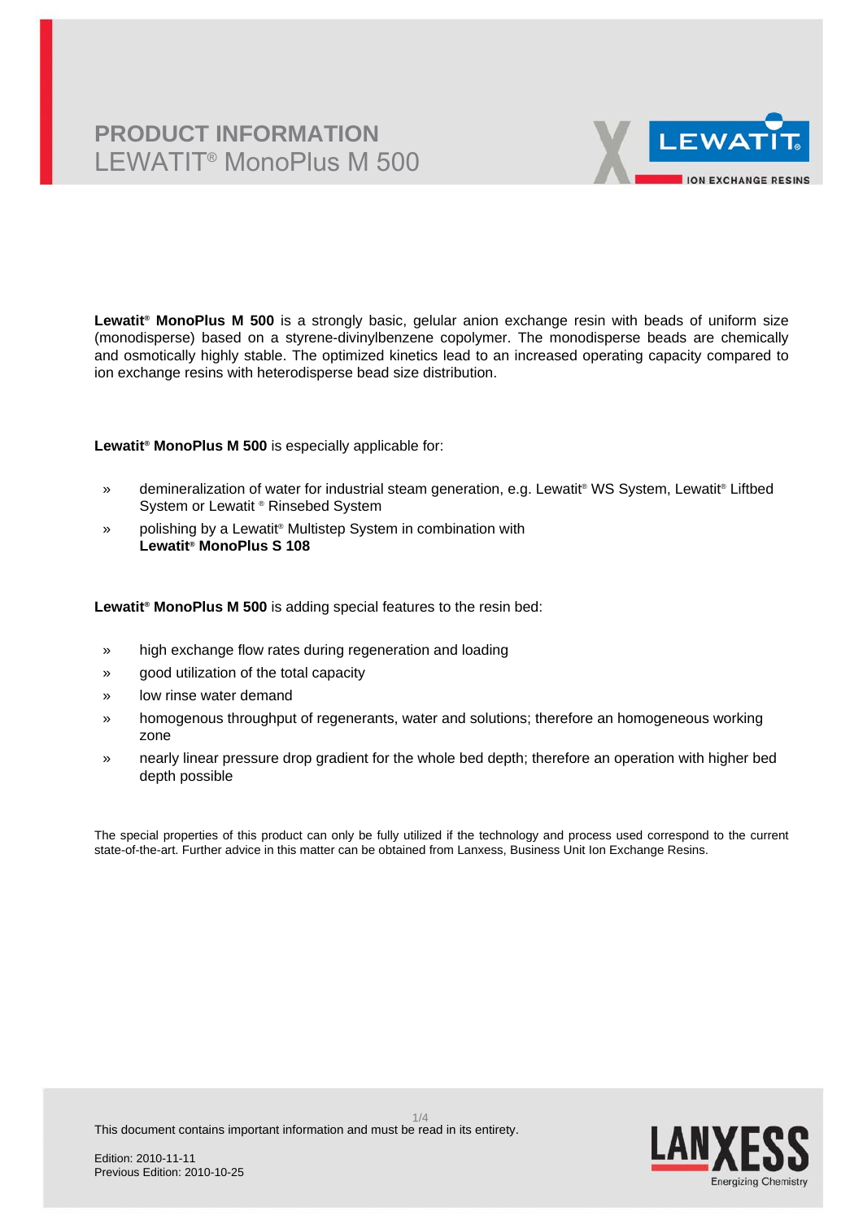# PRODUCT INFORMATION
## LEWATIT® MonoPlus M 500

**Lewatit® MonoPlus M 500** is a strongly basic, gelular anion exchange resin with beads of uniform size (monodisperse) based on a styrene-divinylbenzene copolymer. The monodisperse beads are chemically and osmotically highly stable. The optimized kinetics lead to an increased operating capacity compared to ion exchange resins with heterodisperse bead size distribution.

**Lewatit® MonoPlus M 500** is especially applicable for:

- demineralization of water for industrial steam generation, e.g. Lewatit® WS System, Lewatit® Liftbed System or Lewatit ® Rinsebed System
- polishing by a Lewatit® Multistep System in combination with **Lewatit® MonoPlus S 108**

**Lewatit® MonoPlus M 500** is adding special features to the resin bed:

- high exchange flow rates during regeneration and loading
- good utilization of the total capacity
- low rinse water demand
- homogenous throughput of regenerants, water and solutions; therefore an homogeneous working zone
- nearly linear pressure drop gradient for the whole bed depth; therefore an operation with higher bed depth possible

The special properties of this product can only be fully utilized if the technology and process used correspond to the current state-of-the-art. Further advice in this matter can be obtained from Lanxess, Business Unit Ion Exchange Resins.

This document contains important information and must be read in its entirety.

Edition: 2010-11-11
Previous Edition: 2010-10-25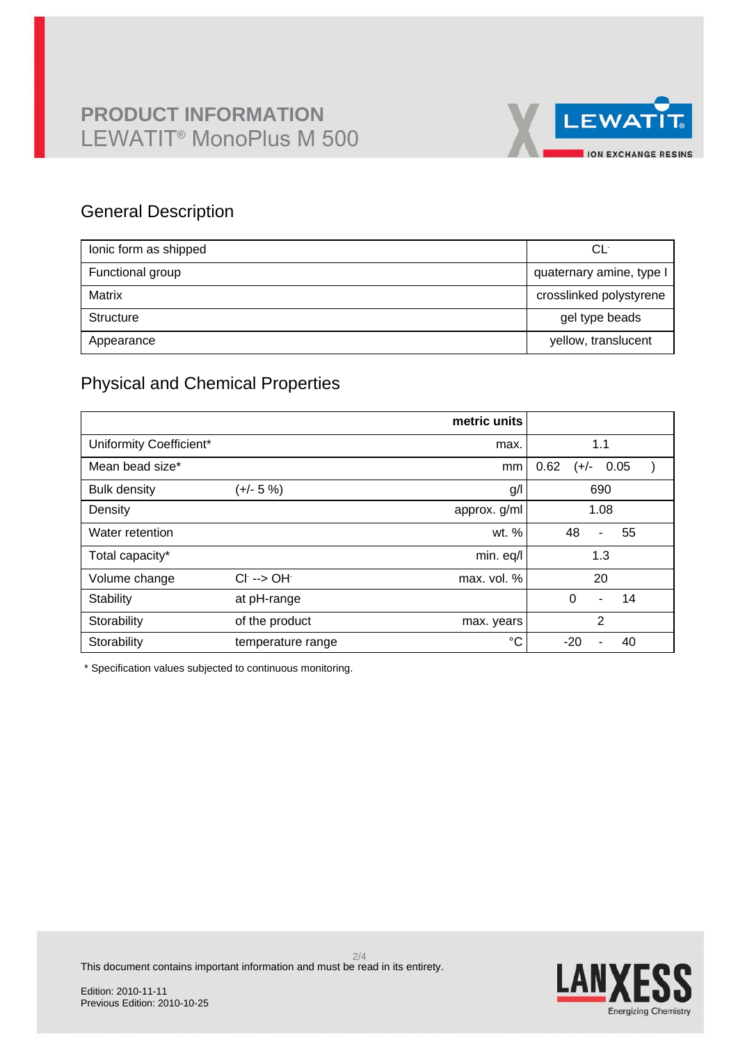# PRODUCT INFORMATION
## LEWATIT® MonoPlus M 500

## General Description

| | |
|---|---|
| Ionic form as shipped | $Cl^-$ |
| Functional group | quaternary amine, type I |
| Matrix | crosslinked polystyrene |
| Structure | gel type beads |
| Appearance | yellow, translucent |

## Physical and Chemical Properties

| | | metric units | |
|---|---|---|---|
| Uniformity Coefficient* | | max. | 1.1 |
| Mean bead size* | | mm | 0.62 (+/- 0.05 ) |
| Bulk density | (+/- 5 %) | g/l | 690 |
| Density | | approx. g/ml | 1.08 |
| Water retention | | wt. % | 48 - 55 |
| Total capacity* | | min. eq/l | 1.3 |
| Volume change | $Cl^-$ --> $OH^-$ | max. vol. % | 20 |
| Stability | at pH-range | | 0 - 14 |
| Storability | of the product | max. years | 2 |
| Storability | temperature range | °C | -20 - 40 |

* Specification values subjected to continuous monitoring.

This document contains important information and must be read in its entirety.

Edition: 2010-11-11
Previous Edition: 2010-10-25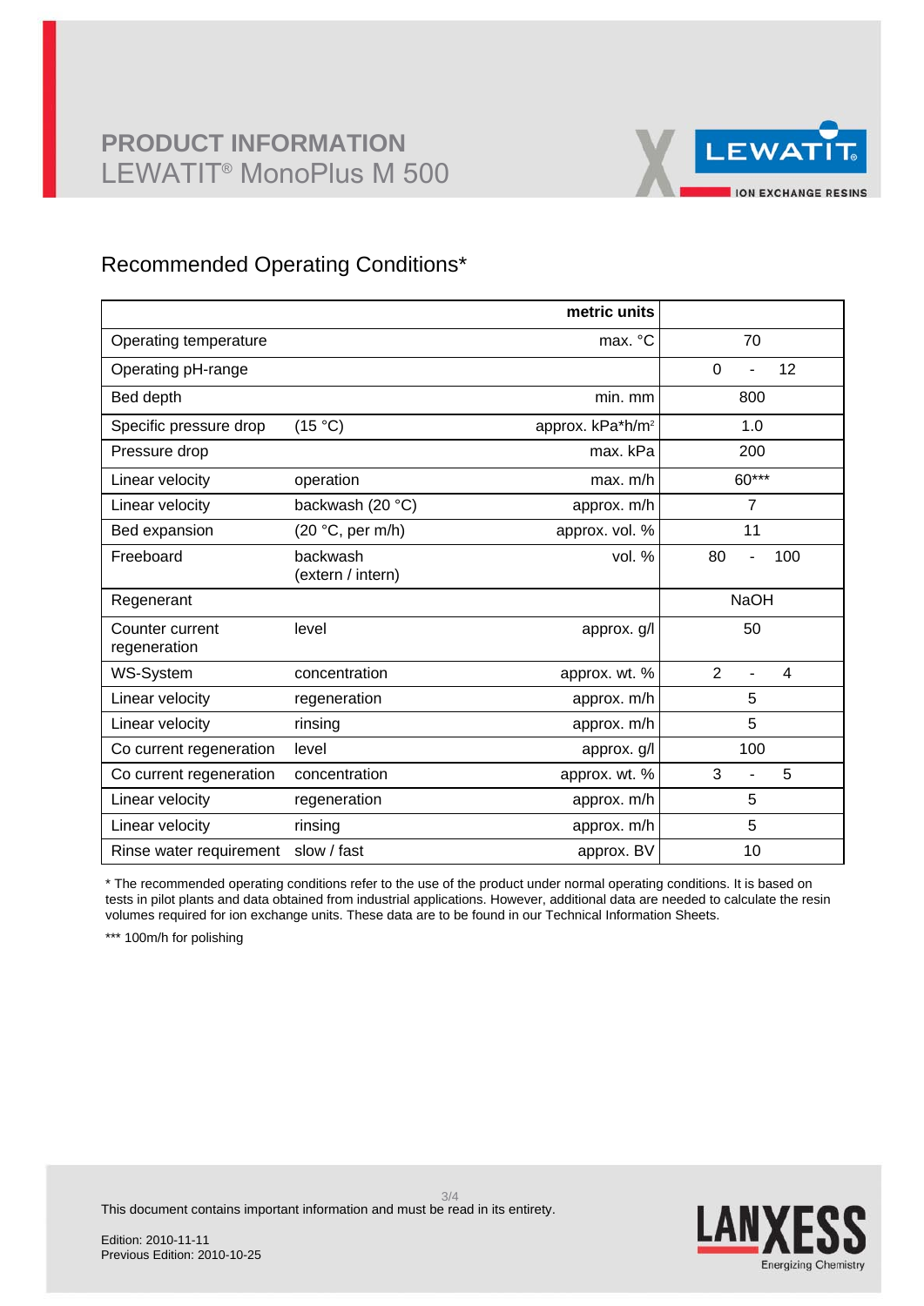# PRODUCT INFORMATION
## LEWATIT® MonoPlus M 500

## Recommended Operating Conditions*

| | | metric units | |
|---|---|---|---|
| Operating temperature | | max. °C | 70 |
| Operating pH-range | | | 0 - 12 |
| Bed depth | | min. mm | 800 |
| Specific pressure drop | (15 °C) | approx. kPa*h/m² | 1.0 |
| Pressure drop | | max. kPa | 200 |
| Linear velocity | operation | max. m/h | 60*** |
| Linear velocity | backwash (20 °C) | approx. m/h | 7 |
| Bed expansion | (20 °C, per m/h) | approx. vol. % | 11 |
| Freeboard | backwash (extern / intern) | vol. % | 80 - 100 |
| Regenerant | | | NaOH |
| Counter current regeneration | level | approx. g/l | 50 |
| WS-System | concentration | approx. wt. % | 2 - 4 |
| Linear velocity | regeneration | approx. m/h | 5 |
| Linear velocity | rinsing | approx. m/h | 5 |
| Co current regeneration | level | approx. g/l | 100 |
| Co current regeneration | concentration | approx. wt. % | 3 - 5 |
| Linear velocity | regeneration | approx. m/h | 5 |
| Linear velocity | rinsing | approx. m/h | 5 |
| Rinse water requirement | slow / fast | approx. BV | 10 |

* The recommended operating conditions refer to the use of the product under normal operating conditions. It is based on tests in pilot plants and data obtained from industrial applications. However, additional data are needed to calculate the resin volumes required for ion exchange units. These data are to be found in our Technical Information Sheets.

*** 100m/h for polishing

This document contains important information and must be read in its entirety.

Edition: 2010-11-11
Previous Edition: 2010-10-25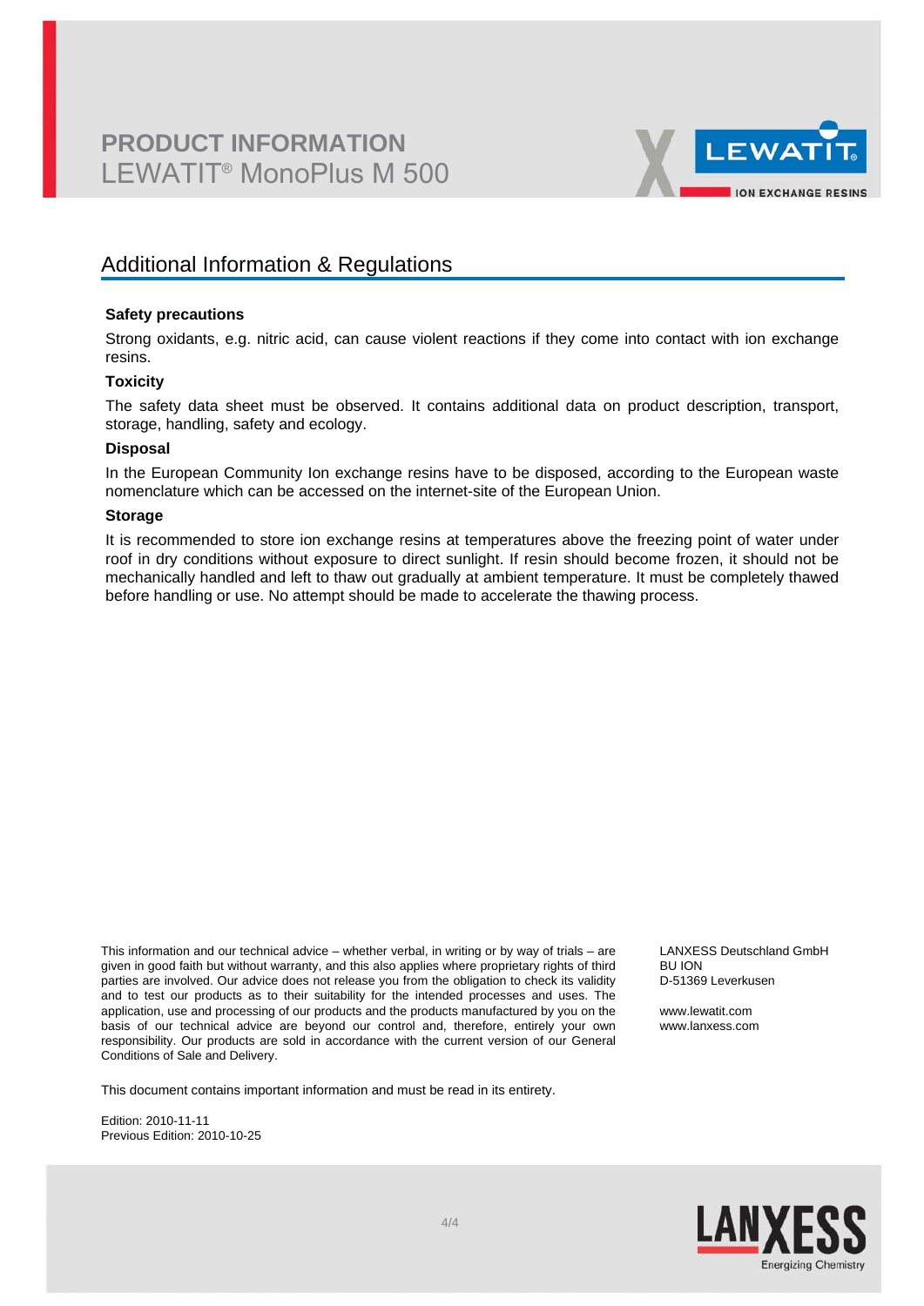## Additional Information & Regulations

**Safety precautions**

Strong oxidants, e.g. nitric acid, can cause violent reactions if they come into contact with ion exchange resins.

**Toxicity**

The safety data sheet must be observed. It contains additional data on product description, transport, storage, handling, safety and ecology.

**Disposal**

In the European Community Ion exchange resins have to be disposed, according to the European waste nomenclature which can be accessed on the internet-site of the European Union.

**Storage**

It is recommended to store ion exchange resins at temperatures above the freezing point of water under roof in dry conditions without exposure to direct sunlight. If resin should become frozen, it should not be mechanically handled and left to thaw out gradually at ambient temperature. It must be completely thawed before handling or use. No attempt should be made to accelerate the thawing process.

This information and our technical advice – whether verbal, in writing or by way of trials – are given in good faith but without warranty, and this also applies where proprietary rights of third parties are involved. Our advice does not release you from the obligation to check its validity and to test our products as to their suitability for the intended processes and uses. The application, use and processing of our products and the products manufactured by you on the basis of our technical advice are beyond our control and, therefore, entirely your own responsibility. Our products are sold in accordance with the current version of our General Conditions of Sale and Delivery.

LANXESS Deutschland GmbH
BU ION
D-51369 Leverkusen

www.lewatit.com
www.lanxess.com

This document contains important information and must be read in its entirety.

Edition: 2010-11-11
Previous Edition: 2010-10-25